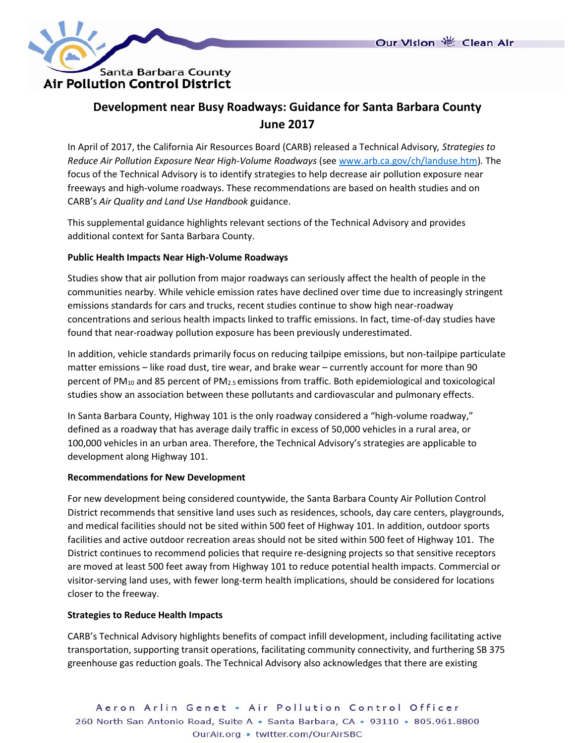Santa Barbara County
Air Pollution Control District

Our Vision Clean Air

# Development near Busy Roadways: Guidance for Santa Barbara County
## June 2017

In April of 2017, the California Air Resources Board (CARB) released a Technical Advisory, *Strategies to Reduce Air Pollution Exposure Near High-Volume Roadways* (see www.arb.ca.gov/ch/landuse.htm). The focus of the Technical Advisory is to identify strategies to help decrease air pollution exposure near freeways and high-volume roadways. These recommendations are based on health studies and on CARB's *Air Quality and Land Use Handbook* guidance.

This supplemental guidance highlights relevant sections of the Technical Advisory and provides additional context for Santa Barbara County.

**Public Health Impacts Near High-Volume Roadways**

Studies show that air pollution from major roadways can seriously affect the health of people in the communities nearby. While vehicle emission rates have declined over time due to increasingly stringent emissions standards for cars and trucks, recent studies continue to show high near-roadway concentrations and serious health impacts linked to traffic emissions. In fact, time-of-day studies have found that near-roadway pollution exposure has been previously underestimated.

In addition, vehicle standards primarily focus on reducing tailpipe emissions, but non-tailpipe particulate matter emissions – like road dust, tire wear, and brake wear – currently account for more than 90 percent of $PM_{10}$ and 85 percent of $PM_{2.5}$ emissions from traffic. Both epidemiological and toxicological studies show an association between these pollutants and cardiovascular and pulmonary effects.

In Santa Barbara County, Highway 101 is the only roadway considered a "high-volume roadway," defined as a roadway that has average daily traffic in excess of 50,000 vehicles in a rural area, or 100,000 vehicles in an urban area. Therefore, the Technical Advisory's strategies are applicable to development along Highway 101.

**Recommendations for New Development**

For new development being considered countywide, the Santa Barbara County Air Pollution Control District recommends that sensitive land uses such as residences, schools, day care centers, playgrounds, and medical facilities should not be sited within 500 feet of Highway 101. In addition, outdoor sports facilities and active outdoor recreation areas should not be sited within 500 feet of Highway 101. The District continues to recommend policies that require re-designing projects so that sensitive receptors are moved at least 500 feet away from Highway 101 to reduce potential health impacts. Commercial or visitor-serving land uses, with fewer long-term health implications, should be considered for locations closer to the freeway.

**Strategies to Reduce Health Impacts**

CARB's Technical Advisory highlights benefits of compact infill development, including facilitating active transportation, supporting transit operations, facilitating community connectivity, and furthering SB 375 greenhouse gas reduction goals. The Technical Advisory also acknowledges that there are existing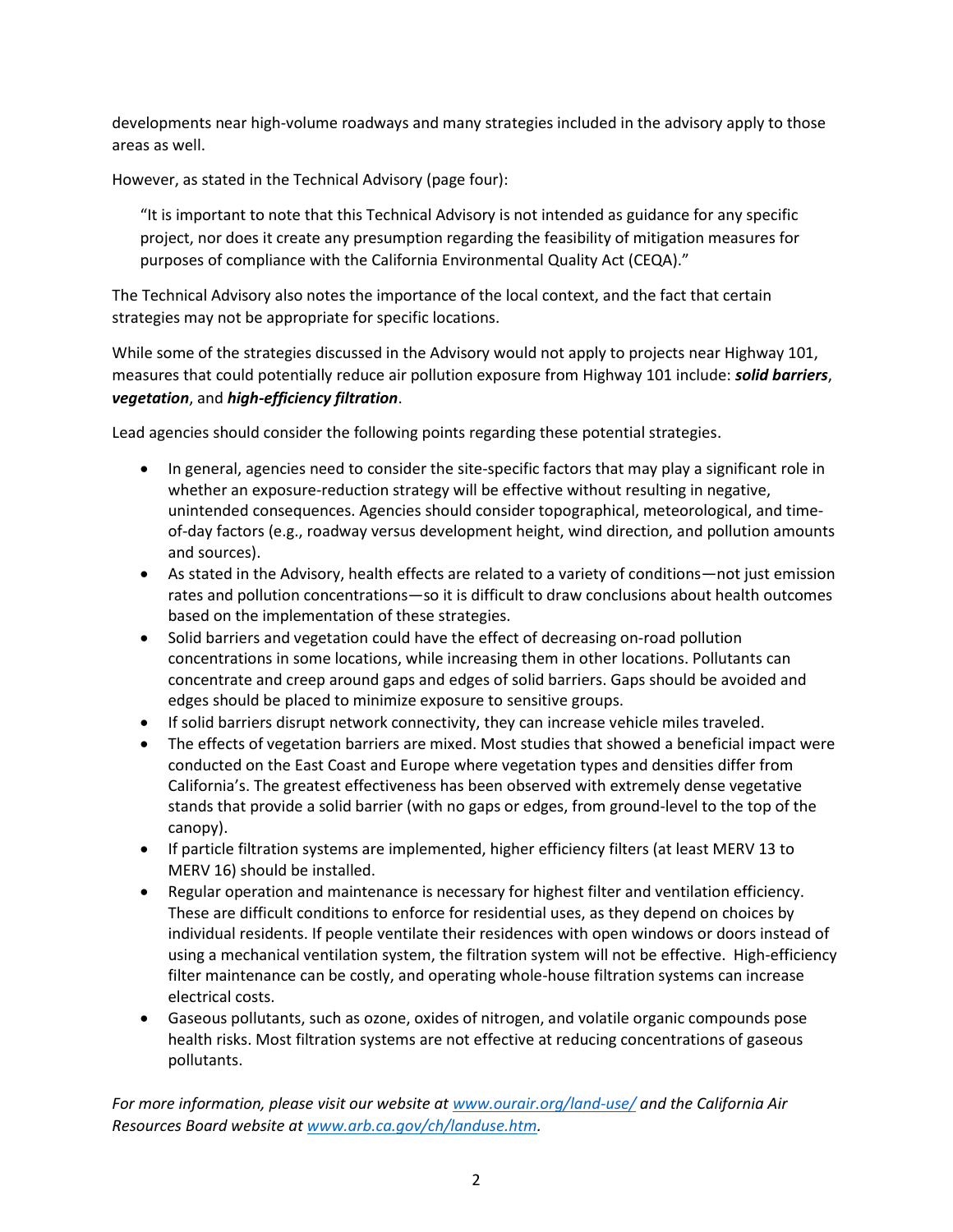developments near high-volume roadways and many strategies included in the advisory apply to those areas as well.

However, as stated in the Technical Advisory (page four):

> "It is important to note that this Technical Advisory is not intended as guidance for any specific project, nor does it create any presumption regarding the feasibility of mitigation measures for purposes of compliance with the California Environmental Quality Act (CEQA)."

The Technical Advisory also notes the importance of the local context, and the fact that certain strategies may not be appropriate for specific locations.

While some of the strategies discussed in the Advisory would not apply to projects near Highway 101, measures that could potentially reduce air pollution exposure from Highway 101 include: ***solid barriers***, ***vegetation***, and ***high-efficiency filtration***.

Lead agencies should consider the following points regarding these potential strategies.

- In general, agencies need to consider the site-specific factors that may play a significant role in whether an exposure-reduction strategy will be effective without resulting in negative, unintended consequences. Agencies should consider topographical, meteorological, and time-of-day factors (e.g., roadway versus development height, wind direction, and pollution amounts and sources).
- As stated in the Advisory, health effects are related to a variety of conditions—not just emission rates and pollution concentrations—so it is difficult to draw conclusions about health outcomes based on the implementation of these strategies.
- Solid barriers and vegetation could have the effect of decreasing on-road pollution concentrations in some locations, while increasing them in other locations. Pollutants can concentrate and creep around gaps and edges of solid barriers. Gaps should be avoided and edges should be placed to minimize exposure to sensitive groups.
- If solid barriers disrupt network connectivity, they can increase vehicle miles traveled.
- The effects of vegetation barriers are mixed. Most studies that showed a beneficial impact were conducted on the East Coast and Europe where vegetation types and densities differ from California's. The greatest effectiveness has been observed with extremely dense vegetative stands that provide a solid barrier (with no gaps or edges, from ground-level to the top of the canopy).
- If particle filtration systems are implemented, higher efficiency filters (at least MERV 13 to MERV 16) should be installed.
- Regular operation and maintenance is necessary for highest filter and ventilation efficiency. These are difficult conditions to enforce for residential uses, as they depend on choices by individual residents. If people ventilate their residences with open windows or doors instead of using a mechanical ventilation system, the filtration system will not be effective. High-efficiency filter maintenance can be costly, and operating whole-house filtration systems can increase electrical costs.
- Gaseous pollutants, such as ozone, oxides of nitrogen, and volatile organic compounds pose health risks. Most filtration systems are not effective at reducing concentrations of gaseous pollutants.

*For more information, please visit our website at [www.ourair.org/land-use/](http://www.ourair.org/land-use/) and the California Air Resources Board website at [www.arb.ca.gov/ch/landuse.htm](http://www.arb.ca.gov/ch/landuse.htm).*